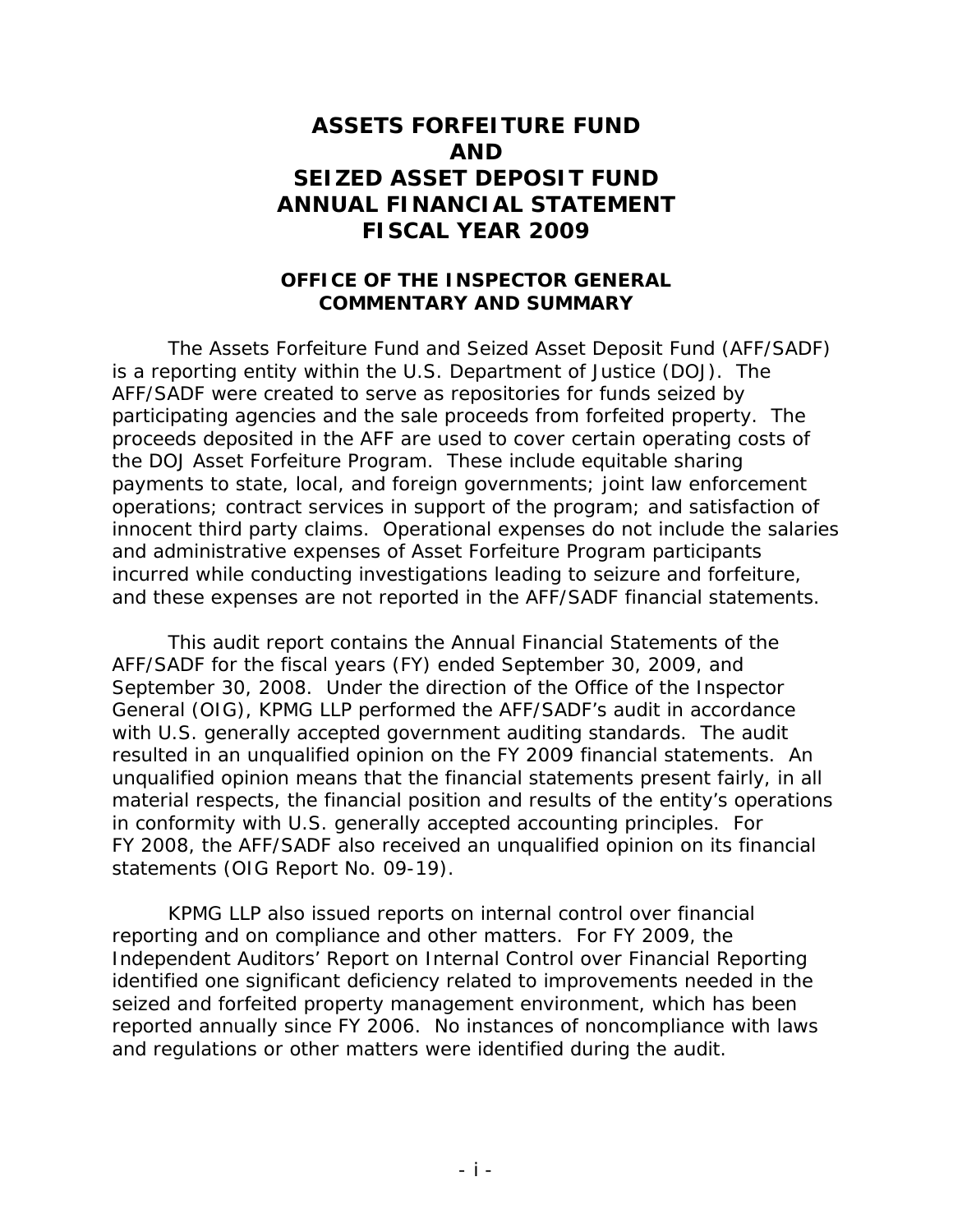# ASSETS FORFEITURE FUND AND SEIZED ASSET DEPOSIT FUND ANNUAL FINANCIAL STATEMENT FISCAL YEAR 2009

## OFFICE OF THE INSPECTOR GENERAL COMMENTARY AND SUMMARY

The Assets Forfeiture Fund and Seized Asset Deposit Fund (AFF/SADF) is a reporting entity within the U.S. Department of Justice (DOJ). The AFF/SADF were created to serve as repositories for funds seized by participating agencies and the sale proceeds from forfeited property. The proceeds deposited in the AFF are used to cover certain operating costs of the DOJ Asset Forfeiture Program. These include equitable sharing payments to state, local, and foreign governments; joint law enforcement operations; contract services in support of the program; and satisfaction of innocent third party claims. Operational expenses do not include the salaries and administrative expenses of Asset Forfeiture Program participants incurred while conducting investigations leading to seizure and forfeiture, and these expenses are not reported in the AFF/SADF financial statements.

This audit report contains the Annual Financial Statements of the AFF/SADF for the fiscal years (FY) ended September 30, 2009, and September 30, 2008. Under the direction of the Office of the Inspector General (OIG), KPMG LLP performed the AFF/SADF's audit in accordance with U.S. generally accepted government auditing standards. The audit resulted in an unqualified opinion on the FY 2009 financial statements. An unqualified opinion means that the financial statements present fairly, in all material respects, the financial position and results of the entity's operations in conformity with U.S. generally accepted accounting principles. For FY 2008, the AFF/SADF also received an unqualified opinion on its financial statements (OIG Report No. 09-19).

KPMG LLP also issued reports on internal control over financial reporting and on compliance and other matters. For FY 2009, the Independent Auditors' Report on Internal Control over Financial Reporting identified one significant deficiency related to improvements needed in the seized and forfeited property management environment, which has been reported annually since FY 2006. No instances of noncompliance with laws and regulations or other matters were identified during the audit.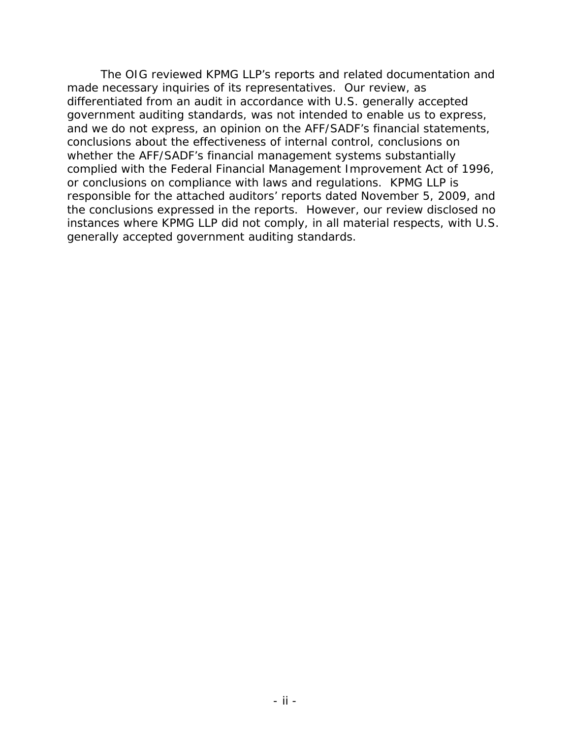The OIG reviewed KPMG LLP's reports and related documentation and made necessary inquiries of its representatives. Our review, as differentiated from an audit in accordance with U.S. generally accepted government auditing standards, was not intended to enable us to express, and we do not express, an opinion on the AFF/SADF's financial statements, conclusions about the effectiveness of internal control, conclusions on whether the AFF/SADF's financial management systems substantially complied with the Federal Financial Management Improvement Act of 1996, or conclusions on compliance with laws and regulations. KPMG LLP is responsible for the attached auditors' reports dated November 5, 2009, and the conclusions expressed in the reports. However, our review disclosed no instances where KPMG LLP did not comply, in all material respects, with U.S. generally accepted government auditing standards.